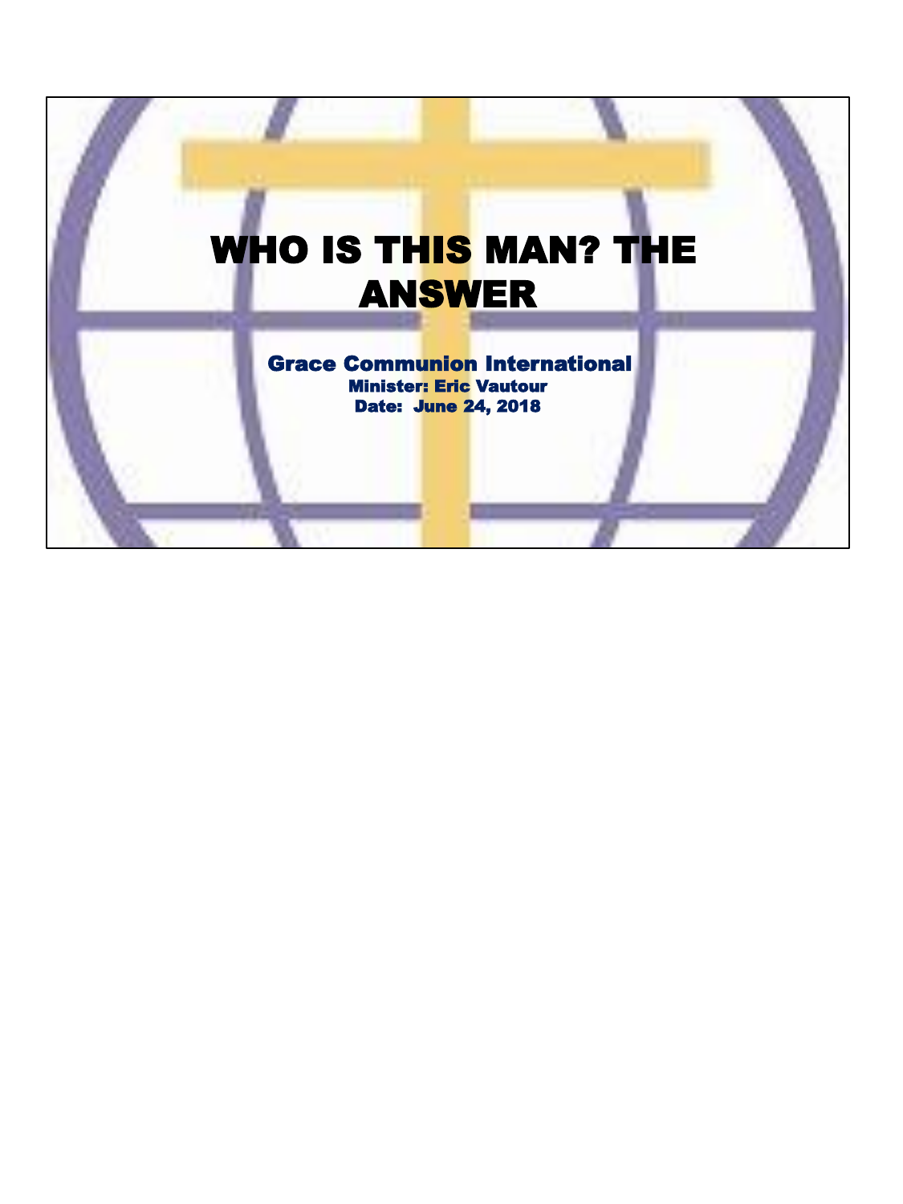# WHO IS THIS MAN? THE ANSWER

**Grace Communion International**

**Minister: Eric Vautour**

**Date: June 24, 2018**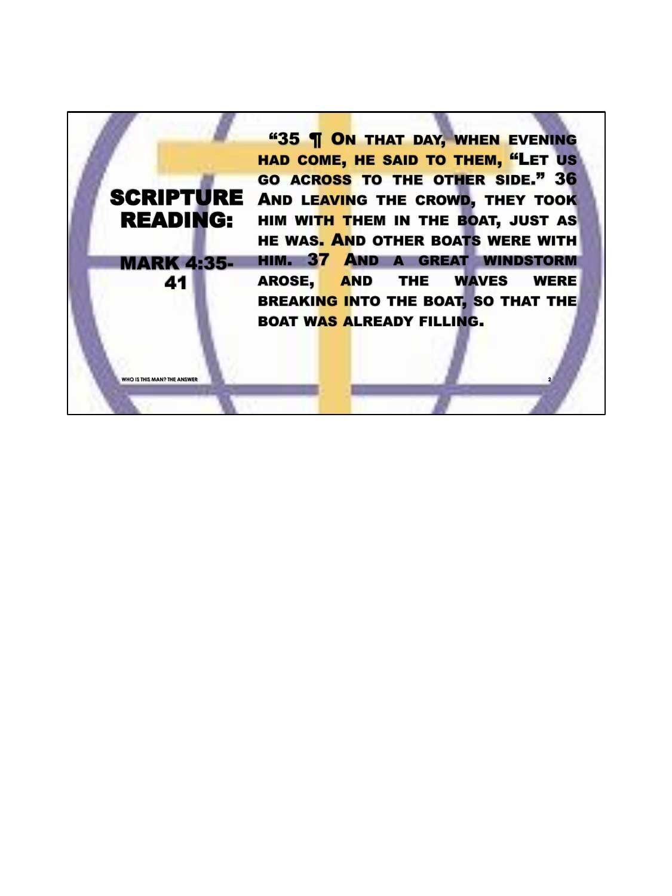## SCRIPTURE READING:

### MARK 4:35-41

"35 ¶ On that day, when evening had come, he said to them, "Let us go across to the other side." 36 And leaving the crowd, they took him with them in the boat, just as he was. And other boats were with him. 37 And a great windstorm arose, and the waves were breaking into the boat, so that the boat was already filling.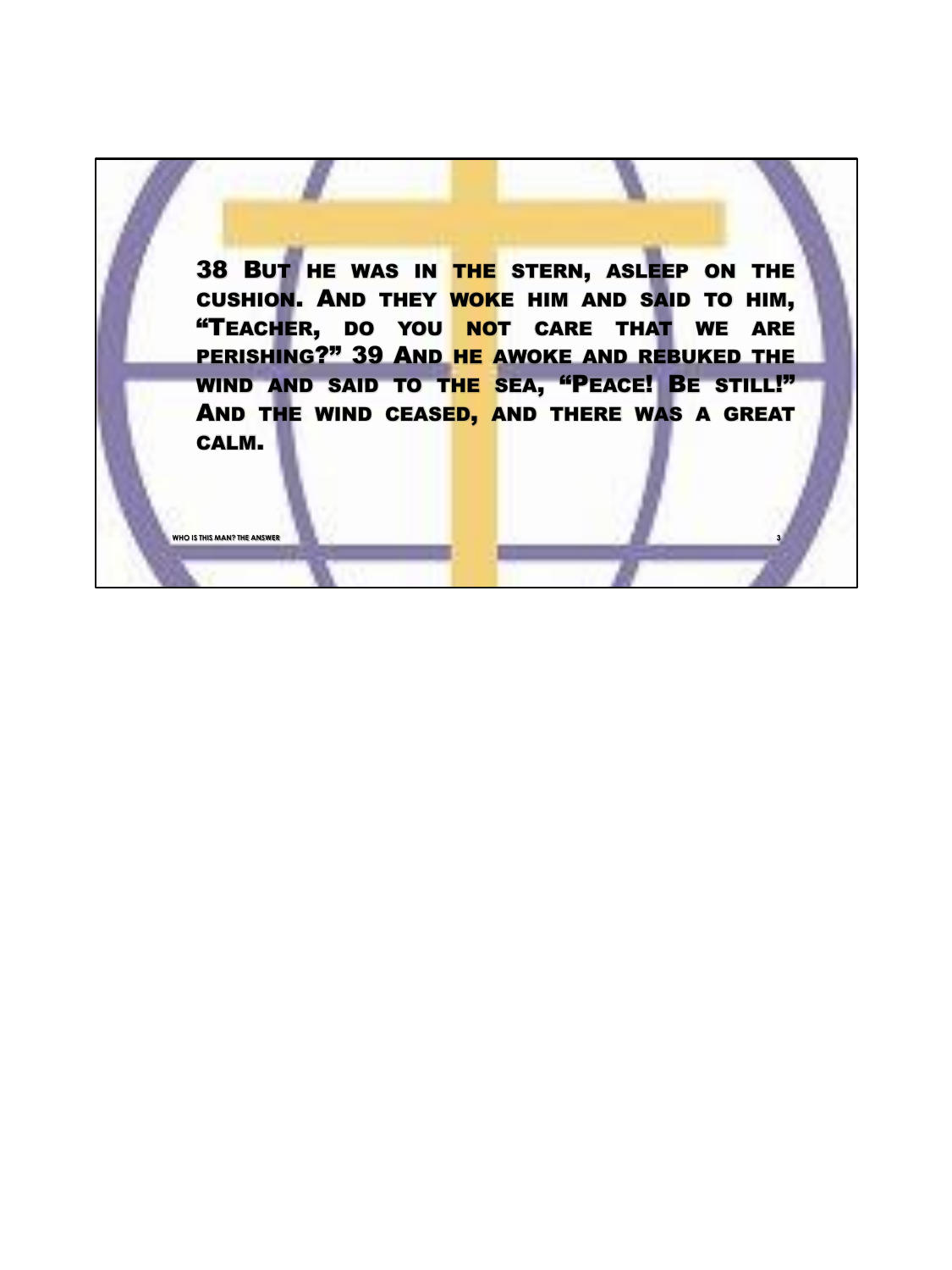38 But he was in the stern, asleep on the cushion. And they woke him and said to him, "Teacher, do you not care that we are perishing?" 39 And he awoke and rebuked the wind and said to the sea, "Peace! Be still!" And the wind ceased, and there was a great calm.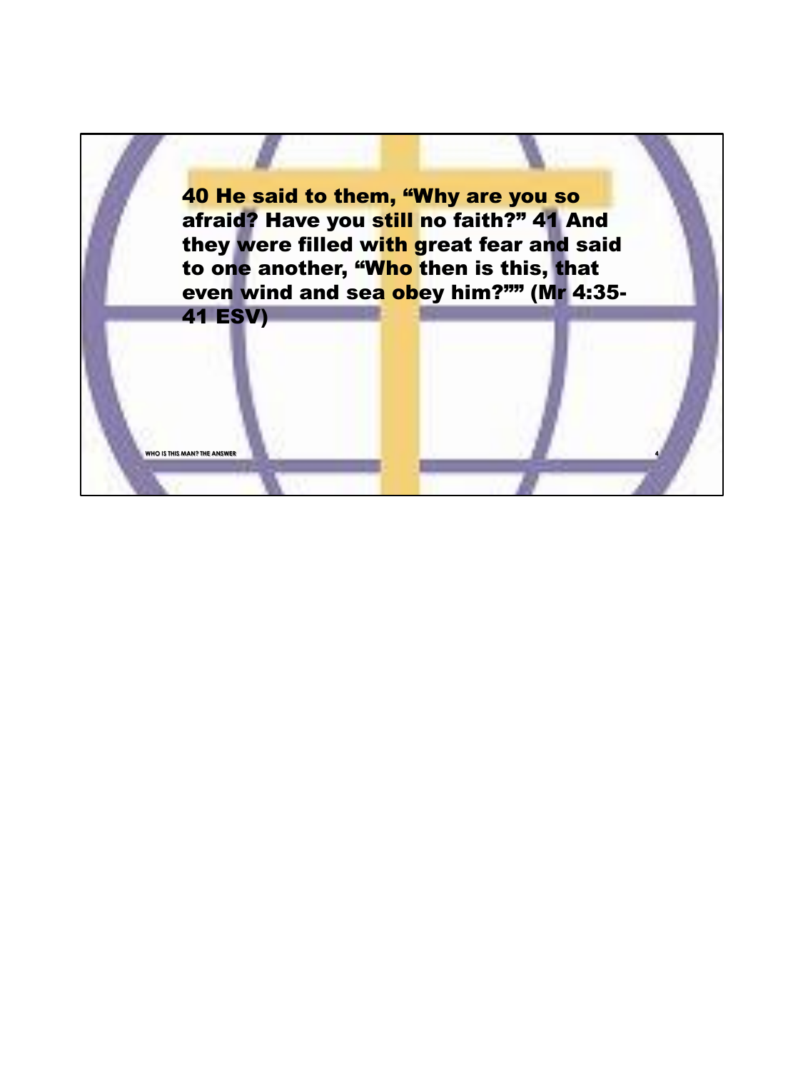40 He said to them, “Why are you so afraid? Have you still no faith?” 41 And they were filled with great fear and said to one another, “Who then is this, that even wind and sea obey him?”” (Mr 4:35-41 ESV)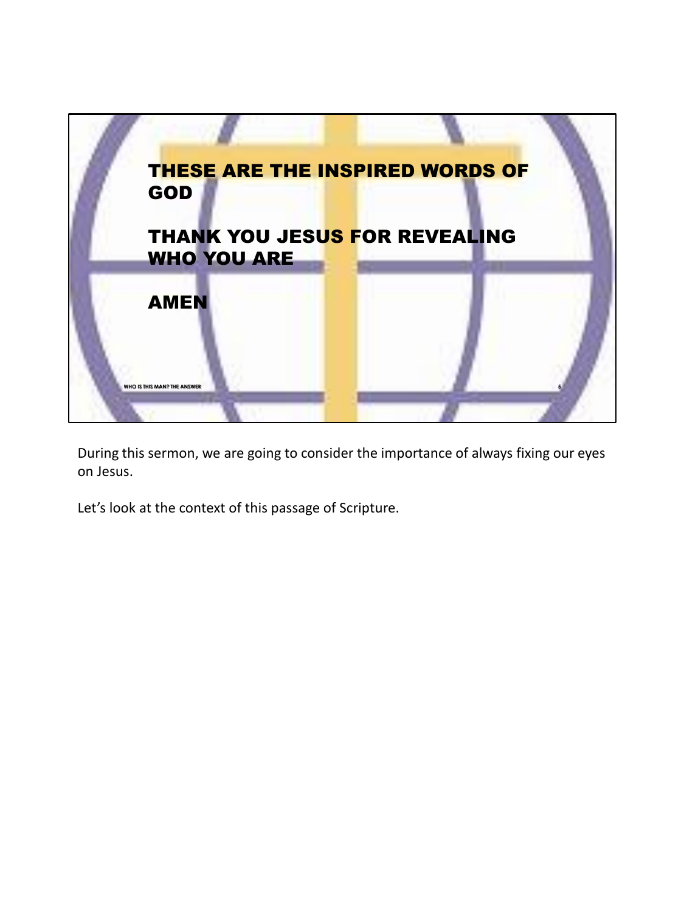THESE ARE THE INSPIRED WORDS OF GOD

THANK YOU JESUS FOR REVEALING WHO YOU ARE

AMEN

During this sermon, we are going to consider the importance of always fixing our eyes on Jesus.

Let’s look at the context of this passage of Scripture.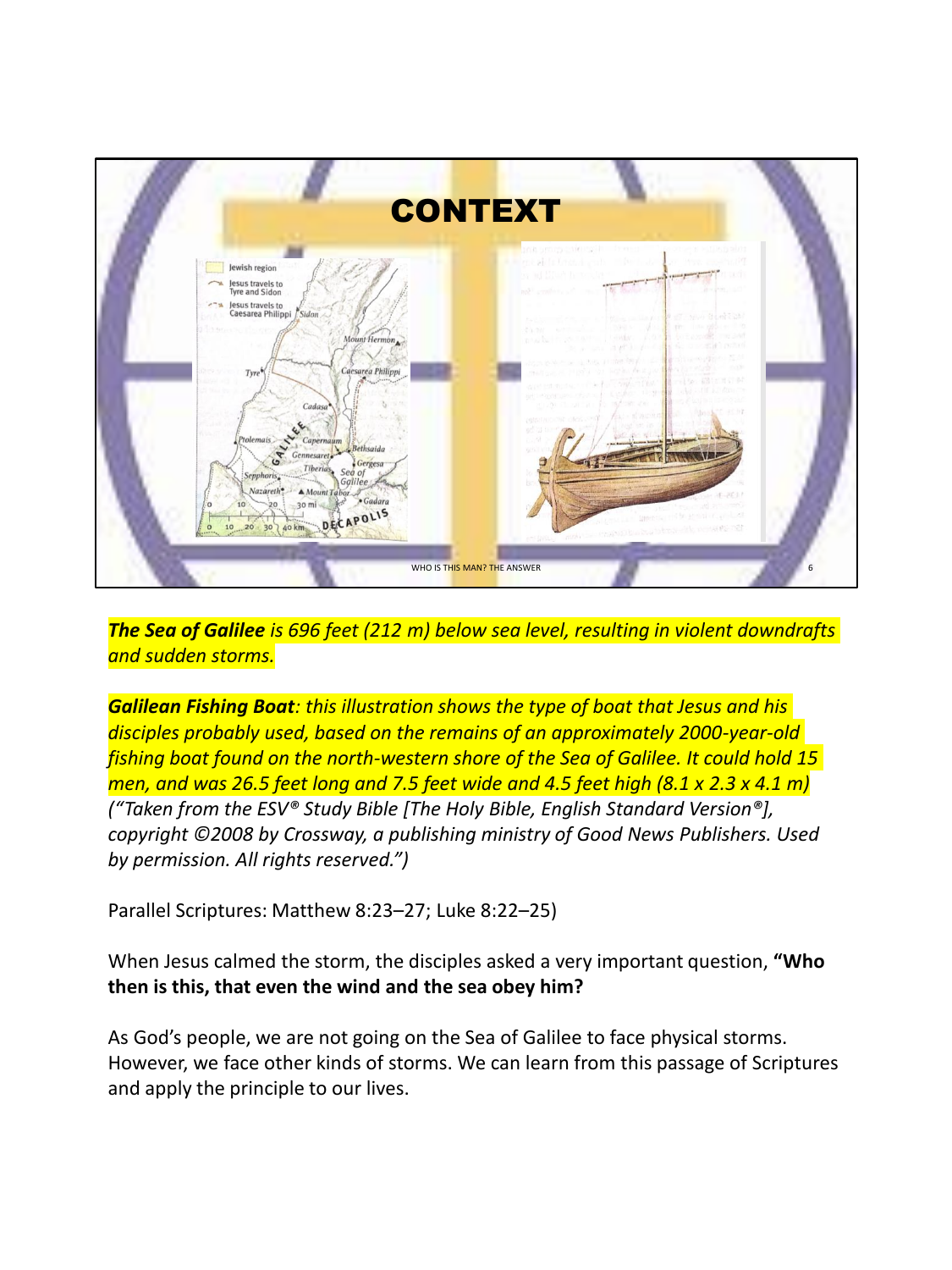# CONTEXT

***The Sea of Galilee*** *is 696 feet (212 m) below sea level, resulting in violent downdrafts and sudden storms.*

***Galilean Fishing Boat****: this illustration shows the type of boat that Jesus and his disciples probably used, based on the remains of an approximately 2000-year-old fishing boat found on the north-western shore of the Sea of Galilee. It could hold 15 men, and was 26.5 feet long and 7.5 feet wide and 4.5 feet high (8.1 x 2.3 x 4.1 m)* *("Taken from the ESV® Study Bible [The Holy Bible, English Standard Version®], copyright ©2008 by Crossway, a publishing ministry of Good News Publishers. Used by permission. All rights reserved.")*

Parallel Scriptures: Matthew 8:23–27; Luke 8:22–25)

When Jesus calmed the storm, the disciples asked a very important question, **"Who then is this, that even the wind and the sea obey him?**

As God's people, we are not going on the Sea of Galilee to face physical storms. However, we face other kinds of storms. We can learn from this passage of Scriptures and apply the principle to our lives.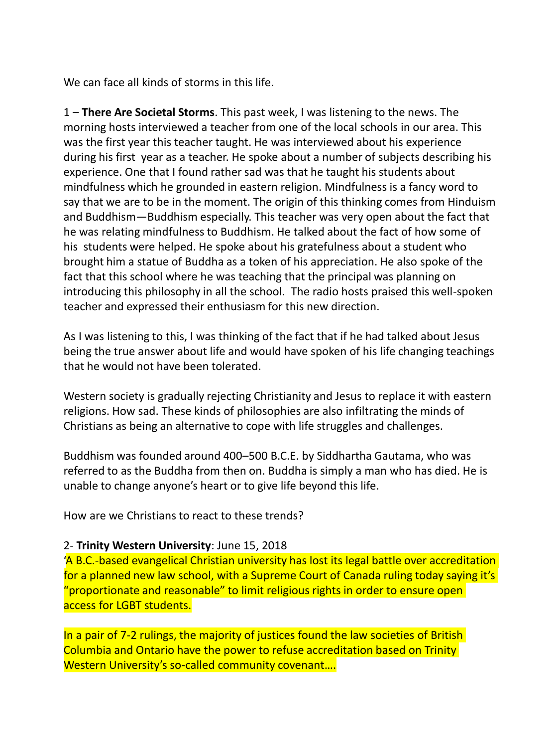We can face all kinds of storms in this life.

1 – **There Are Societal Storms**. This past week, I was listening to the news. The morning hosts interviewed a teacher from one of the local schools in our area. This was the first year this teacher taught. He was interviewed about his experience during his first year as a teacher. He spoke about a number of subjects describing his experience. One that I found rather sad was that he taught his students about mindfulness which he grounded in eastern religion. Mindfulness is a fancy word to say that we are to be in the moment. The origin of this thinking comes from Hinduism and Buddhism—Buddhism especially. This teacher was very open about the fact that he was relating mindfulness to Buddhism. He talked about the fact of how some of his students were helped. He spoke about his gratefulness about a student who brought him a statue of Buddha as a token of his appreciation. He also spoke of the fact that this school where he was teaching that the principal was planning on introducing this philosophy in all the school. The radio hosts praised this well-spoken teacher and expressed their enthusiasm for this new direction.

As I was listening to this, I was thinking of the fact that if he had talked about Jesus being the true answer about life and would have spoken of his life changing teachings that he would not have been tolerated.

Western society is gradually rejecting Christianity and Jesus to replace it with eastern religions. How sad. These kinds of philosophies are also infiltrating the minds of Christians as being an alternative to cope with life struggles and challenges.

Buddhism was founded around 400–500 B.C.E. by Siddhartha Gautama, who was referred to as the Buddha from then on. Buddha is simply a man who has died. He is unable to change anyone's heart or to give life beyond this life.

How are we Christians to react to these trends?

2- **Trinity Western University**: June 15, 2018

'A B.C.-based evangelical Christian university has lost its legal battle over accreditation for a planned new law school, with a Supreme Court of Canada ruling today saying it's "proportionate and reasonable" to limit religious rights in order to ensure open access for LGBT students.

In a pair of 7-2 rulings, the majority of justices found the law societies of British Columbia and Ontario have the power to refuse accreditation based on Trinity Western University's so-called community covenant….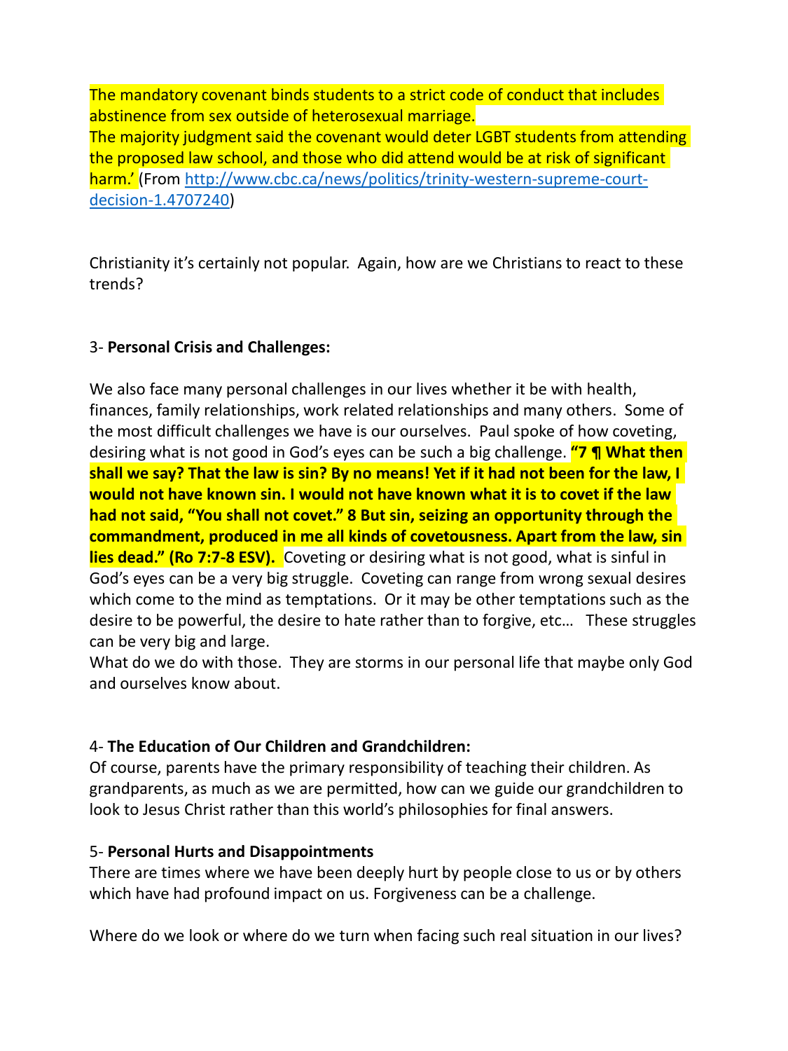The mandatory covenant binds students to a strict code of conduct that includes abstinence from sex outside of heterosexual marriage.
The majority judgment said the covenant would deter LGBT students from attending the proposed law school, and those who did attend would be at risk of significant harm.' (From [http://www.cbc.ca/news/politics/trinity-western-supreme-court-decision-1.4707240](http://www.cbc.ca/news/politics/trinity-western-supreme-court-decision-1.4707240))

Christianity it's certainly not popular. Again, how are we Christians to react to these trends?

3- **Personal Crisis and Challenges:**

We also face many personal challenges in our lives whether it be with health, finances, family relationships, work related relationships and many others. Some of the most difficult challenges we have is our ourselves. Paul spoke of how coveting, desiring what is not good in God's eyes can be such a big challenge. **"7 ¶ What then shall we say? That the law is sin? By no means! Yet if it had not been for the law, I would not have known sin. I would not have known what it is to covet if the law had not said, "You shall not covet." 8 But sin, seizing an opportunity through the commandment, produced in me all kinds of covetousness. Apart from the law, sin lies dead." (Ro 7:7-8 ESV).** Coveting or desiring what is not good, what is sinful in God's eyes can be a very big struggle. Coveting can range from wrong sexual desires which come to the mind as temptations. Or it may be other temptations such as the desire to be powerful, the desire to hate rather than to forgive, etc… These struggles can be very big and large.
What do we do with those. They are storms in our personal life that maybe only God and ourselves know about.

4- **The Education of Our Children and Grandchildren:**
Of course, parents have the primary responsibility of teaching their children. As grandparents, as much as we are permitted, how can we guide our grandchildren to look to Jesus Christ rather than this world's philosophies for final answers.

5- **Personal Hurts and Disappointments**
There are times where we have been deeply hurt by people close to us or by others which have had profound impact on us. Forgiveness can be a challenge.

Where do we look or where do we turn when facing such real situation in our lives?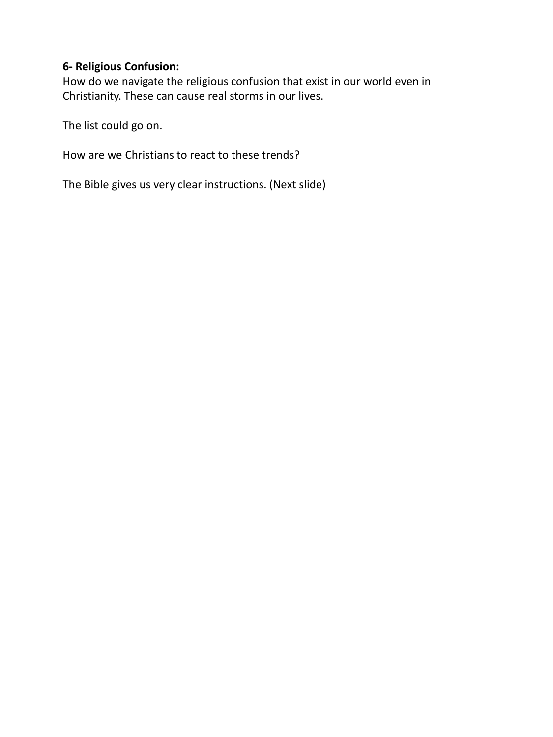**6- Religious Confusion:**
How do we navigate the religious confusion that exist in our world even in Christianity. These can cause real storms in our lives.

The list could go on.

How are we Christians to react to these trends?

The Bible gives us very clear instructions. (Next slide)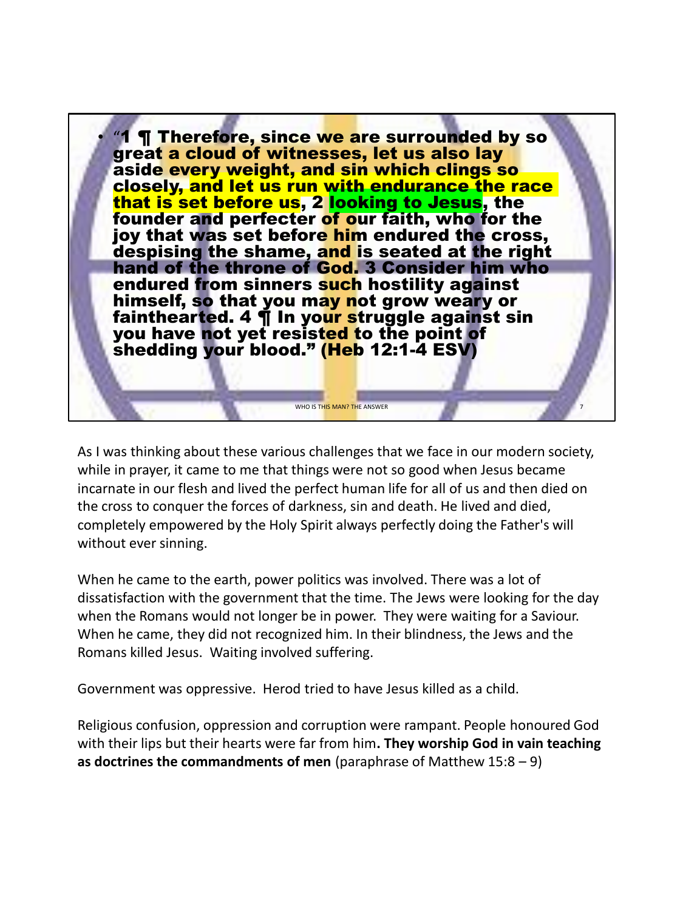- "1 ¶ Therefore, since we are surrounded by so great a cloud of witnesses, let us also lay aside every weight, and sin which clings so closely, and let us run with endurance the race that is set before us, 2 looking to Jesus, the founder and perfecter of our faith, who for the joy that was set before him endured the cross, despising the shame, and is seated at the right hand of the throne of God. 3 Consider him who endured from sinners such hostility against himself, so that you may not grow weary or fainthearted. 4 ¶ In your struggle against sin you have not yet resisted to the point of shedding your blood." (Heb 12:1-4 ESV)

As I was thinking about these various challenges that we face in our modern society, while in prayer, it came to me that things were not so good when Jesus became incarnate in our flesh and lived the perfect human life for all of us and then died on the cross to conquer the forces of darkness, sin and death. He lived and died, completely empowered by the Holy Spirit always perfectly doing the Father's will without ever sinning.

When he came to the earth, power politics was involved. There was a lot of dissatisfaction with the government that the time. The Jews were looking for the day when the Romans would not longer be in power. They were waiting for a Saviour. When he came, they did not recognized him. In their blindness, the Jews and the Romans killed Jesus. Waiting involved suffering.

Government was oppressive. Herod tried to have Jesus killed as a child.

Religious confusion, oppression and corruption were rampant. People honoured God with their lips but their hearts were far from him**. They worship God in vain teaching as doctrines the commandments of men** (paraphrase of Matthew 15:8 – 9)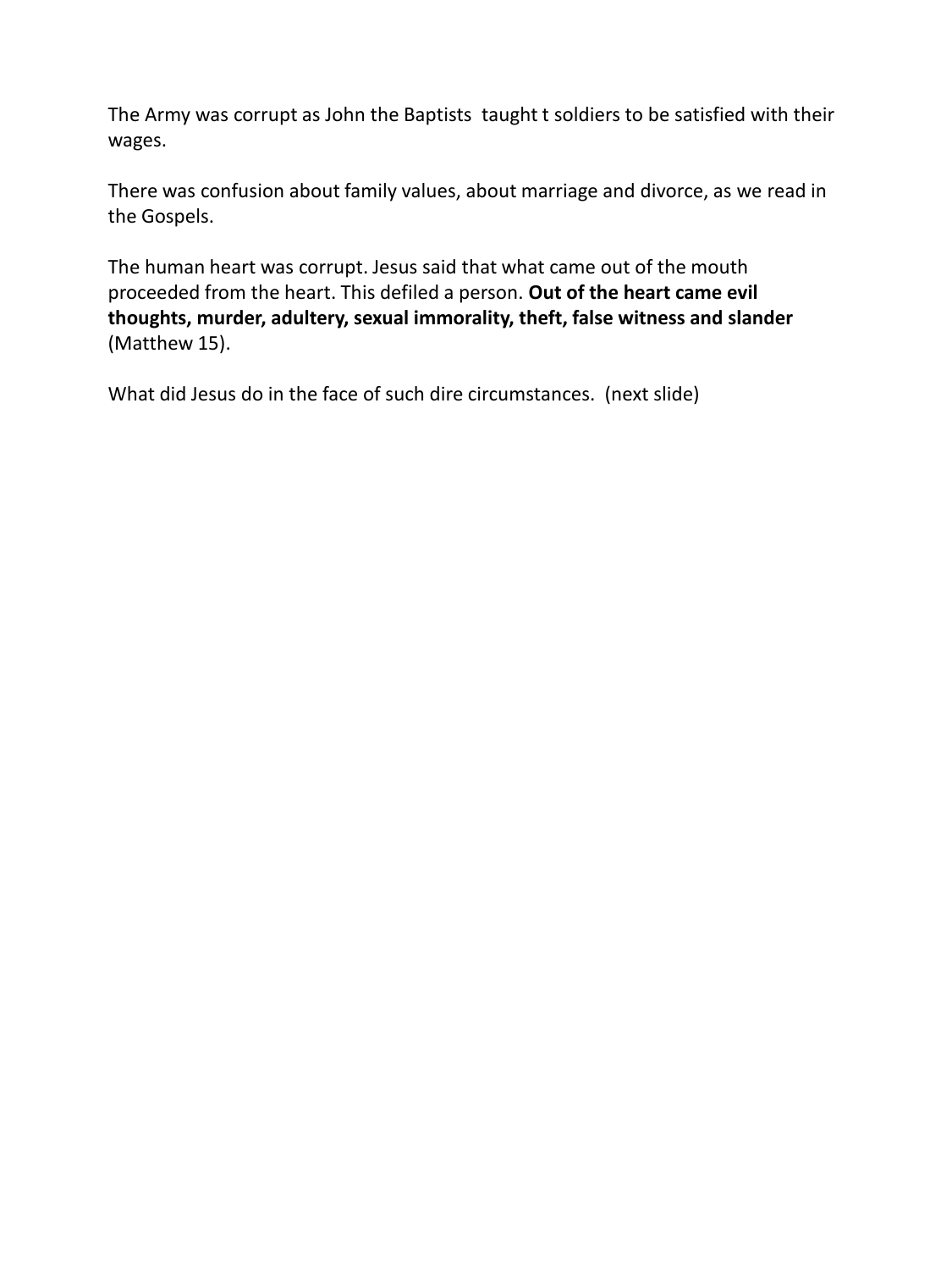The Army was corrupt as John the Baptists  taught t soldiers to be satisfied with their wages.

There was confusion about family values, about marriage and divorce, as we read in the Gospels.

The human heart was corrupt. Jesus said that what came out of the mouth proceeded from the heart. This defiled a person. **Out of the heart came evil thoughts, murder, adultery, sexual immorality, theft, false witness and slander** (Matthew 15).

What did Jesus do in the face of such dire circumstances.  (next slide)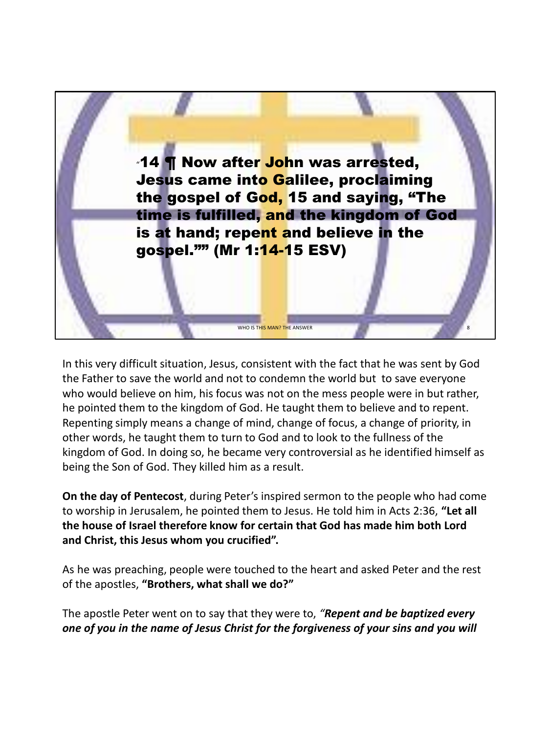"14 ¶ Now after John was arrested, Jesus came into Galilee, proclaiming the gospel of God, 15 and saying, "The time is fulfilled, and the kingdom of God is at hand; repent and believe in the gospel."" (Mr 1:14-15 ESV)

In this very difficult situation, Jesus, consistent with the fact that he was sent by God the Father to save the world and not to condemn the world but to save everyone who would believe on him, his focus was not on the mess people were in but rather, he pointed them to the kingdom of God. He taught them to believe and to repent. Repenting simply means a change of mind, change of focus, a change of priority, in other words, he taught them to turn to God and to look to the fullness of the kingdom of God. In doing so, he became very controversial as he identified himself as being the Son of God. They killed him as a result.

**On the day of Pentecost**, during Peter's inspired sermon to the people who had come to worship in Jerusalem, he pointed them to Jesus. He told him in Acts 2:36, **"Let all the house of Israel therefore know for certain that God has made him both Lord and Christ, this Jesus whom you crucified".**

As he was preaching, people were touched to the heart and asked Peter and the rest of the apostles, **"Brothers, what shall we do?"**

The apostle Peter went on to say that they were to, *"**Repent and be baptized every one of you in the name of Jesus Christ for the forgiveness of your sins and you will***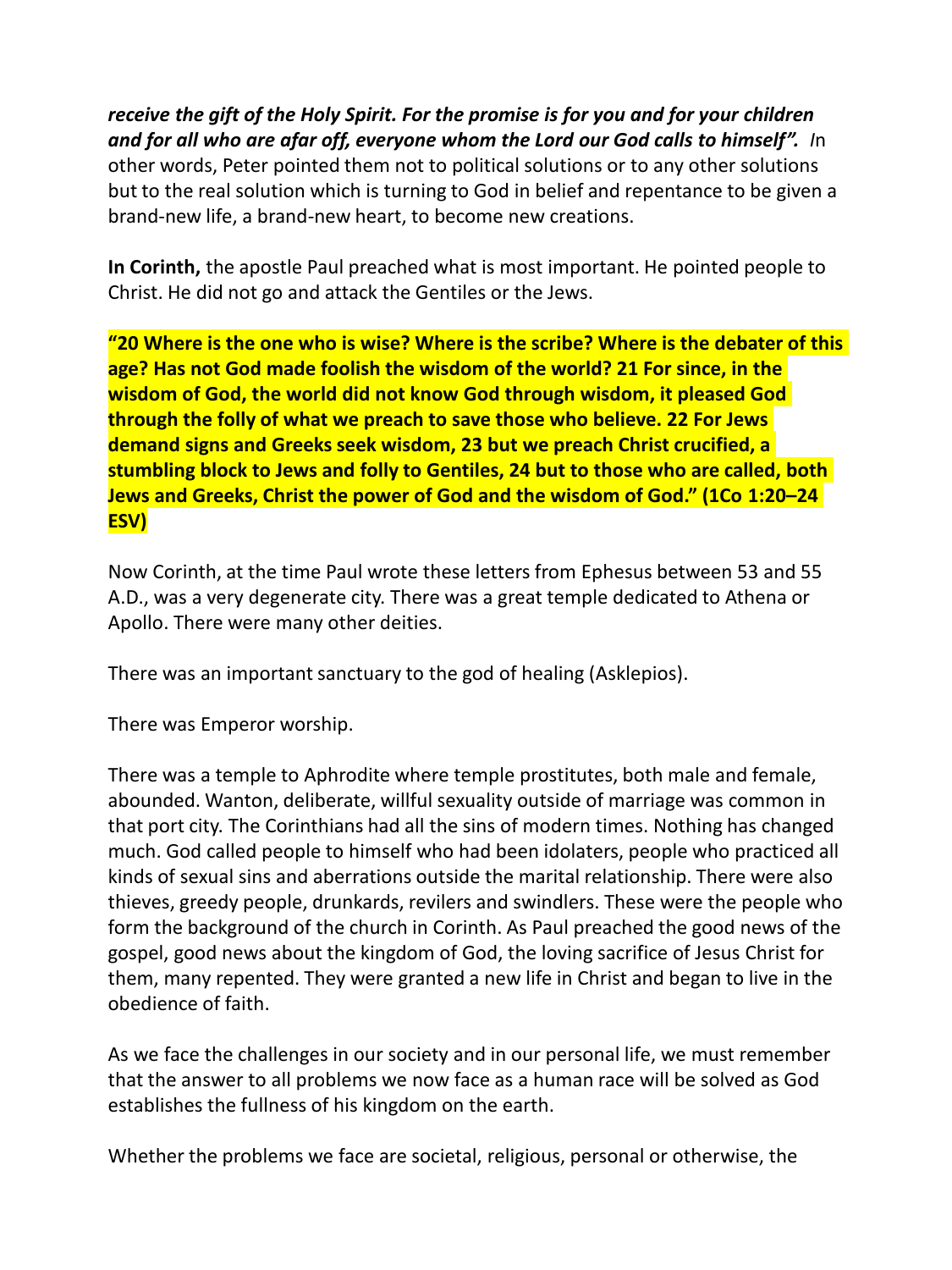***receive the gift of the Holy Spirit. For the promise is for you and for your children and for all who are afar off, everyone whom the Lord our God calls to himself".*** *I*n other words, Peter pointed them not to political solutions or to any other solutions but to the real solution which is turning to God in belief and repentance to be given a brand-new life, a brand-new heart, to become new creations.

**In Corinth,** the apostle Paul preached what is most important. He pointed people to Christ. He did not go and attack the Gentiles or the Jews.

**"20 Where is the one who is wise? Where is the scribe? Where is the debater of this age? Has not God made foolish the wisdom of the world? 21 For since, in the wisdom of God, the world did not know God through wisdom, it pleased God through the folly of what we preach to save those who believe. 22 For Jews demand signs and Greeks seek wisdom, 23 but we preach Christ crucified, a stumbling block to Jews and folly to Gentiles, 24 but to those who are called, both Jews and Greeks, Christ the power of God and the wisdom of God." (1Co 1:20–24 ESV)**

Now Corinth, at the time Paul wrote these letters from Ephesus between 53 and 55 A.D., was a very degenerate city. There was a great temple dedicated to Athena or Apollo. There were many other deities.

There was an important sanctuary to the god of healing (Asklepios).

There was Emperor worship.

There was a temple to Aphrodite where temple prostitutes, both male and female, abounded. Wanton, deliberate, willful sexuality outside of marriage was common in that port city. The Corinthians had all the sins of modern times. Nothing has changed much. God called people to himself who had been idolaters, people who practiced all kinds of sexual sins and aberrations outside the marital relationship. There were also thieves, greedy people, drunkards, revilers and swindlers. These were the people who form the background of the church in Corinth. As Paul preached the good news of the gospel, good news about the kingdom of God, the loving sacrifice of Jesus Christ for them, many repented. They were granted a new life in Christ and began to live in the obedience of faith.

As we face the challenges in our society and in our personal life, we must remember that the answer to all problems we now face as a human race will be solved as God establishes the fullness of his kingdom on the earth.

Whether the problems we face are societal, religious, personal or otherwise, the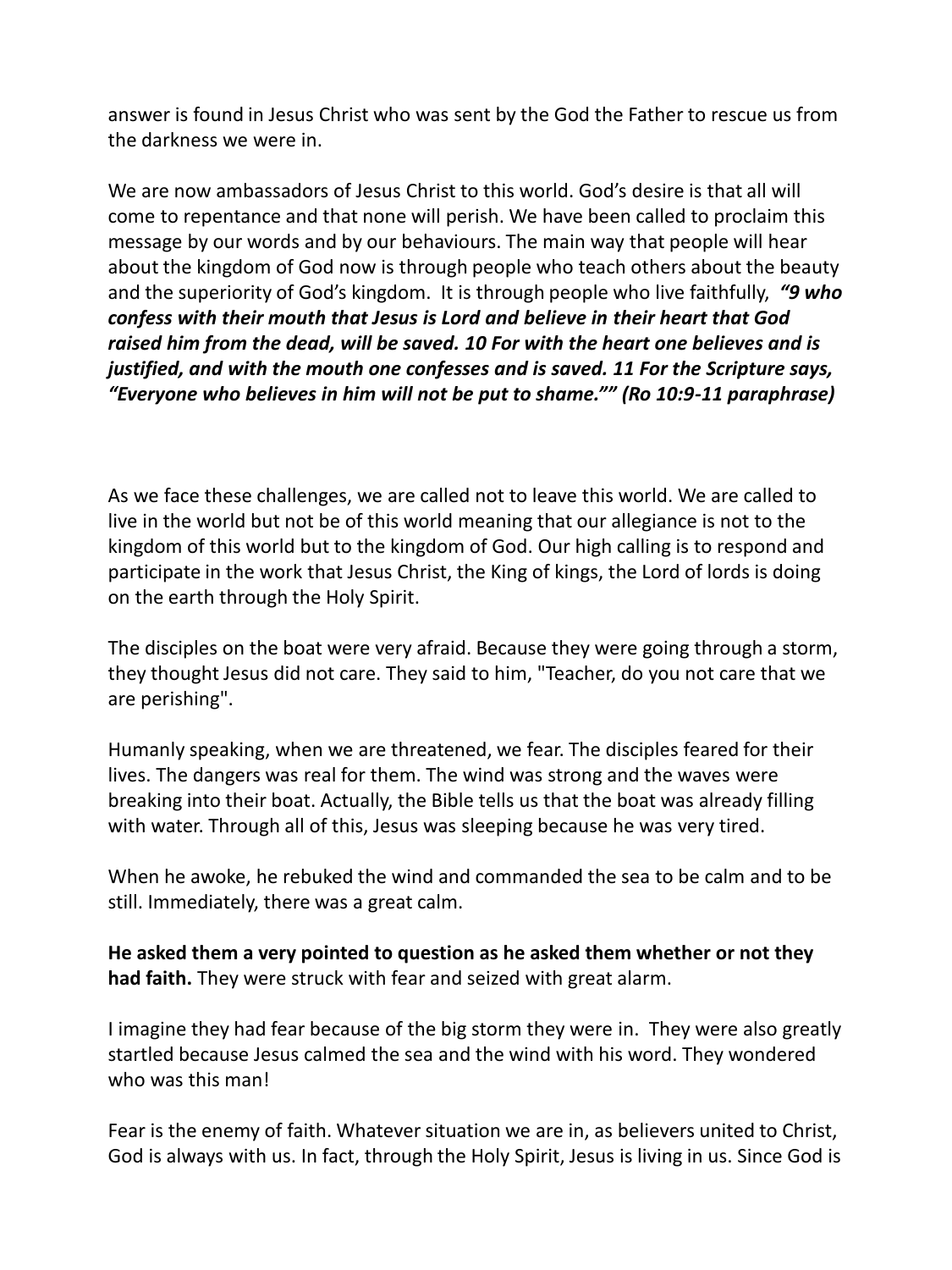answer is found in Jesus Christ who was sent by the God the Father to rescue us from the darkness we were in.

We are now ambassadors of Jesus Christ to this world. God's desire is that all will come to repentance and that none will perish. We have been called to proclaim this message by our words and by our behaviours. The main way that people will hear about the kingdom of God now is through people who teach others about the beauty and the superiority of God's kingdom. It is through people who live faithfully, ***"9 who confess with their mouth that Jesus is Lord and believe in their heart that God raised him from the dead, will be saved. 10 For with the heart one believes and is justified, and with the mouth one confesses and is saved. 11 For the Scripture says, "Everyone who believes in him will not be put to shame."" (Ro 10:9-11 paraphrase)***

As we face these challenges, we are called not to leave this world. We are called to live in the world but not be of this world meaning that our allegiance is not to the kingdom of this world but to the kingdom of God. Our high calling is to respond and participate in the work that Jesus Christ, the King of kings, the Lord of lords is doing on the earth through the Holy Spirit.

The disciples on the boat were very afraid. Because they were going through a storm, they thought Jesus did not care. They said to him, "Teacher, do you not care that we are perishing".

Humanly speaking, when we are threatened, we fear. The disciples feared for their lives. The dangers was real for them. The wind was strong and the waves were breaking into their boat. Actually, the Bible tells us that the boat was already filling with water. Through all of this, Jesus was sleeping because he was very tired.

When he awoke, he rebuked the wind and commanded the sea to be calm and to be still. Immediately, there was a great calm.

**He asked them a very pointed to question as he asked them whether or not they had faith.** They were struck with fear and seized with great alarm.

I imagine they had fear because of the big storm they were in. They were also greatly startled because Jesus calmed the sea and the wind with his word. They wondered who was this man!

Fear is the enemy of faith. Whatever situation we are in, as believers united to Christ, God is always with us. In fact, through the Holy Spirit, Jesus is living in us. Since God is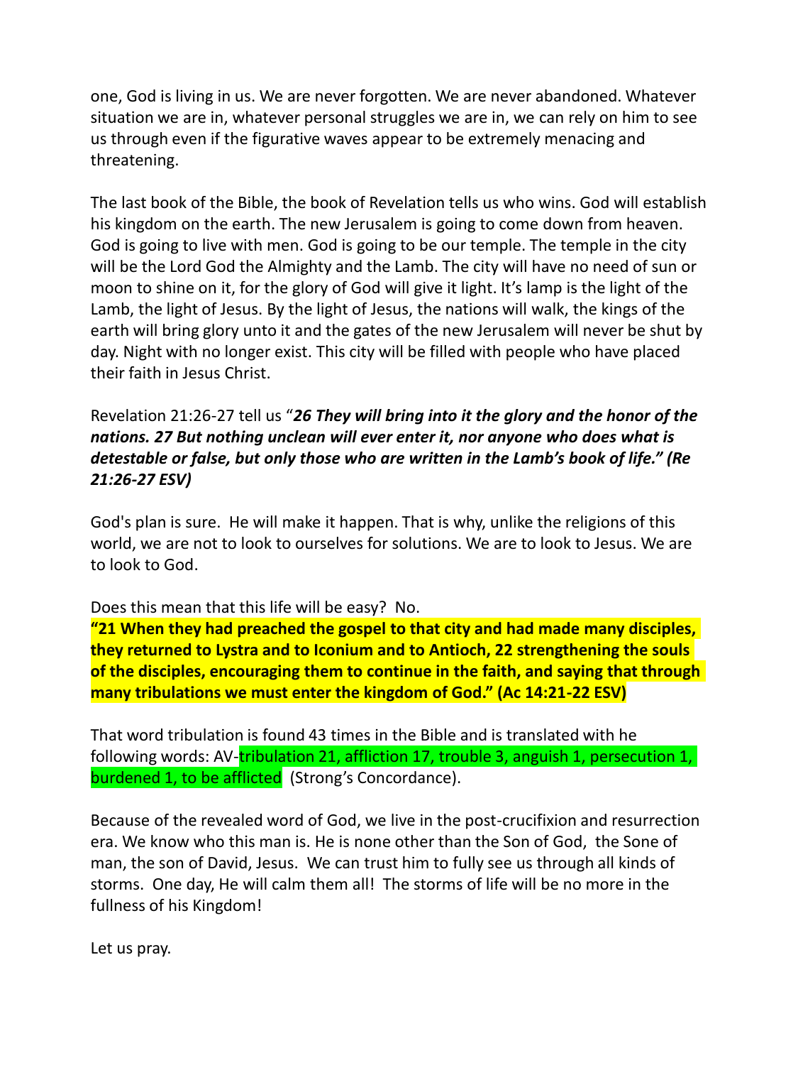one, God is living in us. We are never forgotten. We are never abandoned. Whatever situation we are in, whatever personal struggles we are in, we can rely on him to see us through even if the figurative waves appear to be extremely menacing and threatening.

The last book of the Bible, the book of Revelation tells us who wins. God will establish his kingdom on the earth. The new Jerusalem is going to come down from heaven. God is going to live with men. God is going to be our temple. The temple in the city will be the Lord God the Almighty and the Lamb. The city will have no need of sun or moon to shine on it, for the glory of God will give it light. It's lamp is the light of the Lamb, the light of Jesus. By the light of Jesus, the nations will walk, the kings of the earth will bring glory unto it and the gates of the new Jerusalem will never be shut by day. Night with no longer exist. This city will be filled with people who have placed their faith in Jesus Christ.

Revelation 21:26-27 tell us "***26 They will bring into it the glory and the honor of the nations. 27 But nothing unclean will ever enter it, nor anyone who does what is detestable or false, but only those who are written in the Lamb's book of life." (Re 21:26-27 ESV)***

God's plan is sure. He will make it happen. That is why, unlike the religions of this world, we are not to look to ourselves for solutions. We are to look to Jesus. We are to look to God.

Does this mean that this life will be easy? No.
**"21 When they had preached the gospel to that city and had made many disciples, they returned to Lystra and to Iconium and to Antioch, 22 strengthening the souls of the disciples, encouraging them to continue in the faith, and saying that through many tribulations we must enter the kingdom of God." (Ac 14:21-22 ESV)**

That word tribulation is found 43 times in the Bible and is translated with he following words: AV-tribulation 21, affliction 17, trouble 3, anguish 1, persecution 1, burdened 1, to be afflicted (Strong's Concordance).

Because of the revealed word of God, we live in the post-crucifixion and resurrection era. We know who this man is. He is none other than the Son of God, the Sone of man, the son of David, Jesus. We can trust him to fully see us through all kinds of storms. One day, He will calm them all! The storms of life will be no more in the fullness of his Kingdom!

Let us pray.